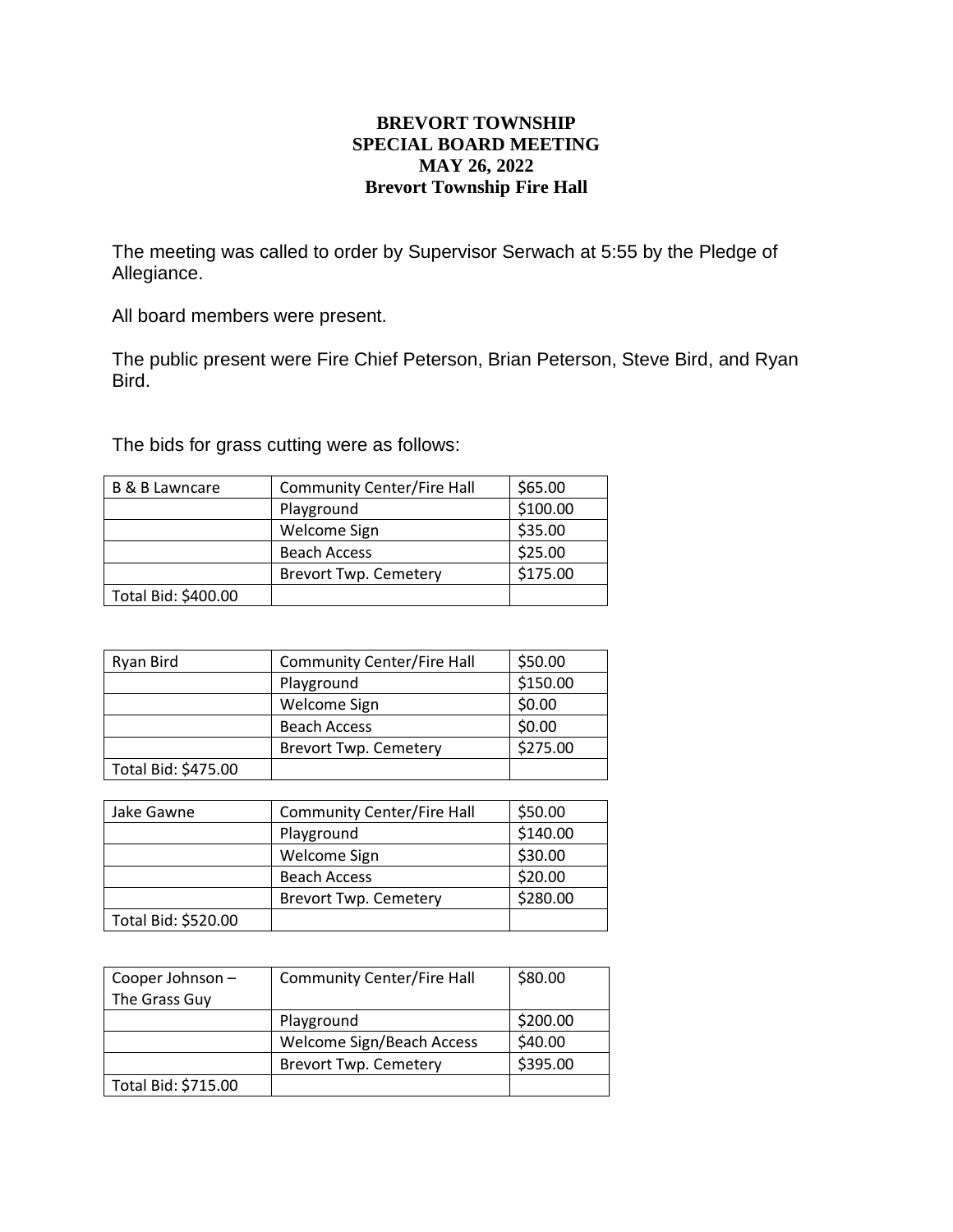# BREVORT TOWNSHIP
## SPECIAL BOARD MEETING
## MAY 26, 2022
## Brevort Township Fire Hall

The meeting was called to order by Supervisor Serwach at 5:55 by the Pledge of Allegiance.

All board members were present.

The public present were Fire Chief Peterson, Brian Peterson, Steve Bird, and Ryan Bird.

The bids for grass cutting were as follows:

| B & B Lawncare | Community Center/Fire Hall | $65.00 |
|---|---|---|
| | Playground | $100.00 |
| | Welcome Sign | $35.00 |
| | Beach Access | $25.00 |
| | Brevort Twp. Cemetery | $175.00 |
| Total Bid: $400.00 | | |

| Ryan Bird | Community Center/Fire Hall | $50.00 |
|---|---|---|
| | Playground | $150.00 |
| | Welcome Sign | $0.00 |
| | Beach Access | $0.00 |
| | Brevort Twp. Cemetery | $275.00 |
| Total Bid: $475.00 | | |

| Jake Gawne | Community Center/Fire Hall | $50.00 |
|---|---|---|
| | Playground | $140.00 |
| | Welcome Sign | $30.00 |
| | Beach Access | $20.00 |
| | Brevort Twp. Cemetery | $280.00 |
| Total Bid: $520.00 | | |

| Cooper Johnson – The Grass Guy | Community Center/Fire Hall | $80.00 |
|---|---|---|
| | Playground | $200.00 |
| | Welcome Sign/Beach Access | $40.00 |
| | Brevort Twp. Cemetery | $395.00 |
| Total Bid: $715.00 | | |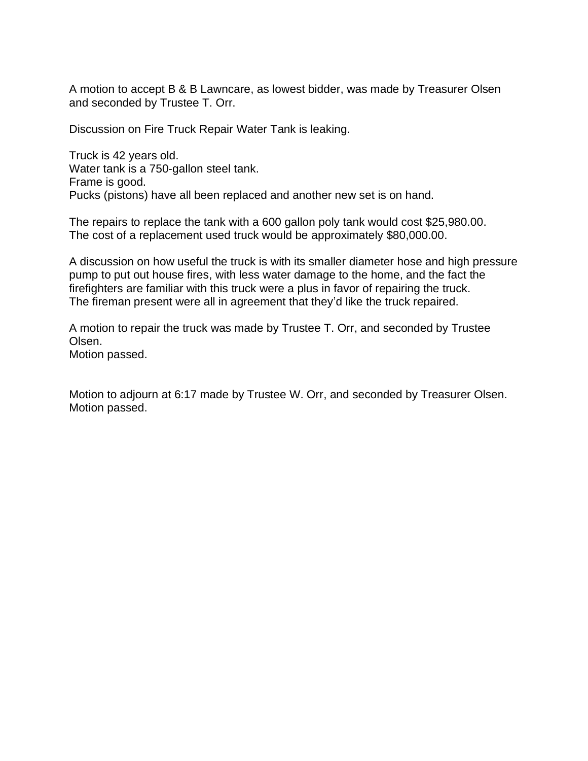A motion to accept B & B Lawncare, as lowest bidder, was made by Treasurer Olsen and seconded by Trustee T. Orr.

Discussion on Fire Truck Repair Water Tank is leaking.

Truck is 42 years old.
Water tank is a 750-gallon steel tank.
Frame is good.
Pucks (pistons) have all been replaced and another new set is on hand.

The repairs to replace the tank with a 600 gallon poly tank would cost $25,980.00.
The cost of a replacement used truck would be approximately $80,000.00.

A discussion on how useful the truck is with its smaller diameter hose and high pressure pump to put out house fires, with less water damage to the home, and the fact the firefighters are familiar with this truck were a plus in favor of repairing the truck.
The fireman present were all in agreement that they'd like the truck repaired.

A motion to repair the truck was made by Trustee T. Orr, and seconded by Trustee Olsen.
Motion passed.

Motion to adjourn at 6:17 made by Trustee W. Orr, and seconded by Treasurer Olsen.
Motion passed.